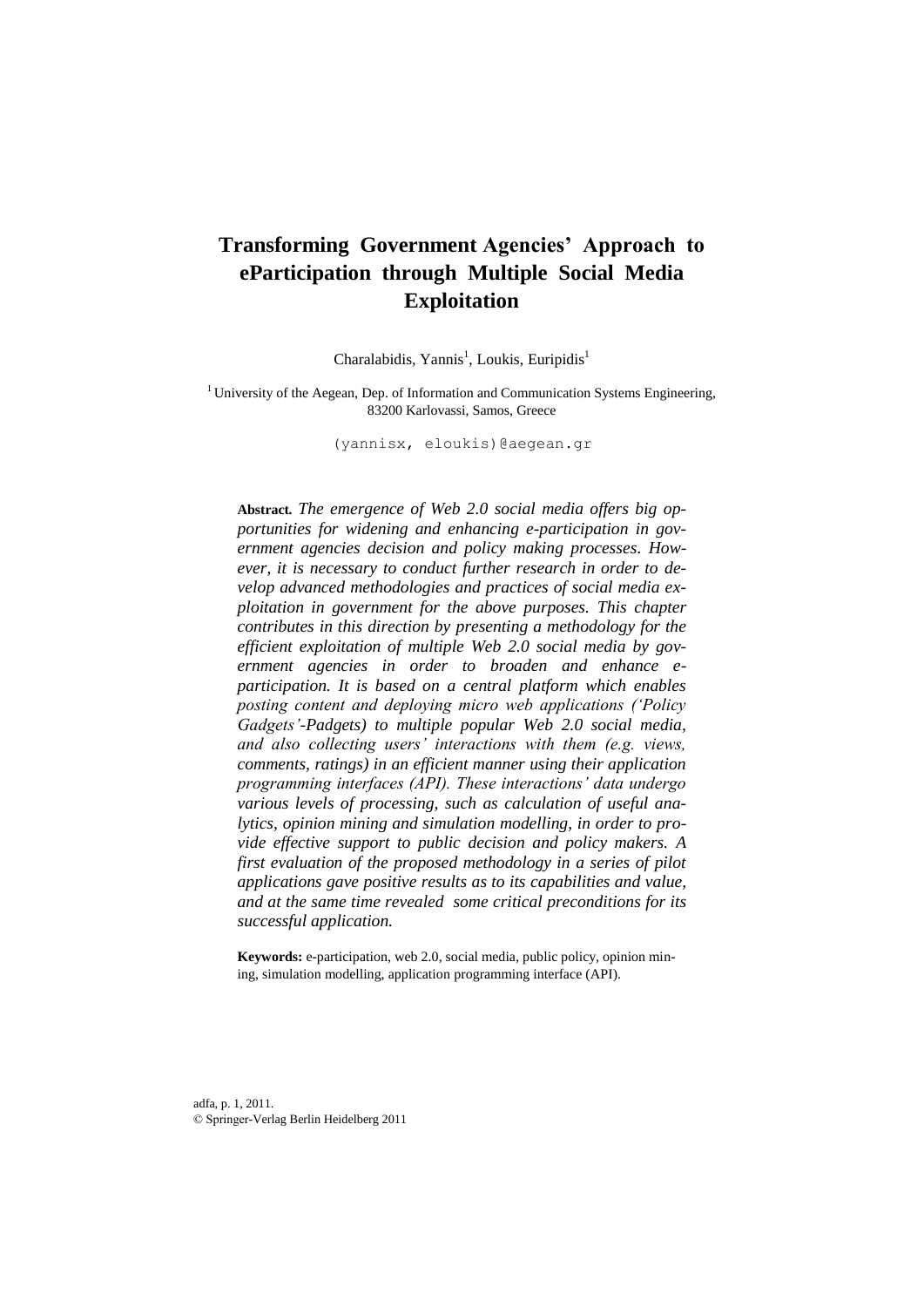# Transforming Government Agencies' Approach to eParticipation through Multiple Social Media Exploitation

Charalabidis, Yannis[1], Loukis, Euripidis[1]

[1] University of the Aegean, Dep. of Information and Communication Systems Engineering, 83200 Karlovassi, Samos, Greece

(yannisx, eloukis)@aegean.gr

**Abstract.** *The emergence of Web 2.0 social media offers big opportunities for widening and enhancing e-participation in government agencies decision and policy making processes. However, it is necessary to conduct further research in order to develop advanced methodologies and practices of social media exploitation in government for the above purposes. This chapter contributes in this direction by presenting a methodology for the efficient exploitation of multiple Web 2.0 social media by government agencies in order to broaden and enhance e-participation. It is based on a central platform which enables posting content and deploying micro web applications ('Policy Gadgets'-Padgets) to multiple popular Web 2.0 social media, and also collecting users' interactions with them (e.g. views, comments, ratings) in an efficient manner using their application programming interfaces (API). These interactions' data undergo various levels of processing, such as calculation of useful analytics, opinion mining and simulation modelling, in order to provide effective support to public decision and policy makers. A first evaluation of the proposed methodology in a series of pilot applications gave positive results as to its capabilities and value, and at the same time revealed some critical preconditions for its successful application.*

**Keywords:** e-participation, web 2.0, social media, public policy, opinion mining, simulation modelling, application programming interface (API).

adfa, p. 1, 2011.
© Springer-Verlag Berlin Heidelberg 2011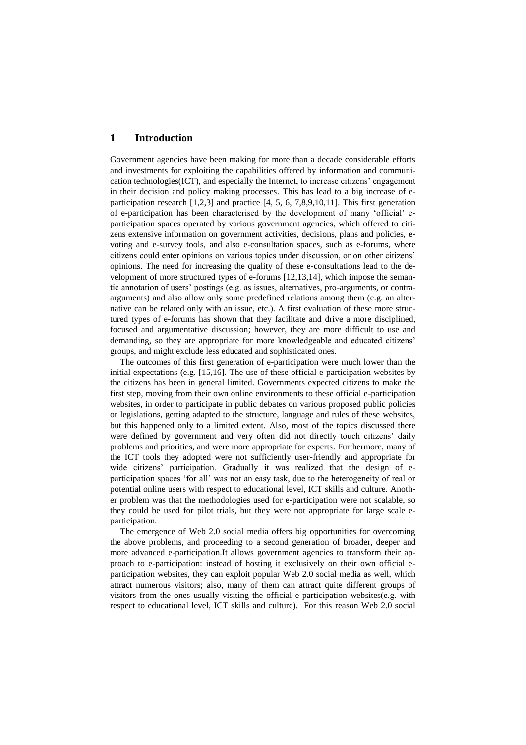## 1 Introduction

Government agencies have been making for more than a decade considerable efforts and investments for exploiting the capabilities offered by information and communication technologies(ICT), and especially the Internet, to increase citizens' engagement in their decision and policy making processes. This has lead to a big increase of e-participation research [1,2,3] and practice [4, 5, 6, 7,8,9,10,11]. This first generation of e-participation has been characterised by the development of many 'official' e-participation spaces operated by various government agencies, which offered to citizens extensive information on government activities, decisions, plans and policies, e-voting and e-survey tools, and also e-consultation spaces, such as e-forums, where citizens could enter opinions on various topics under discussion, or on other citizens' opinions. The need for increasing the quality of these e-consultations lead to the development of more structured types of e-forums [12,13,14], which impose the semantic annotation of users' postings (e.g. as issues, alternatives, pro-arguments, or contra-arguments) and also allow only some predefined relations among them (e.g. an alternative can be related only with an issue, etc.). A first evaluation of these more structured types of e-forums has shown that they facilitate and drive a more disciplined, focused and argumentative discussion; however, they are more difficult to use and demanding, so they are appropriate for more knowledgeable and educated citizens' groups, and might exclude less educated and sophisticated ones.

The outcomes of this first generation of e-participation were much lower than the initial expectations (e.g. [15,16]. The use of these official e-participation websites by the citizens has been in general limited. Governments expected citizens to make the first step, moving from their own online environments to these official e-participation websites, in order to participate in public debates on various proposed public policies or legislations, getting adapted to the structure, language and rules of these websites, but this happened only to a limited extent. Also, most of the topics discussed there were defined by government and very often did not directly touch citizens' daily problems and priorities, and were more appropriate for experts. Furthermore, many of the ICT tools they adopted were not sufficiently user-friendly and appropriate for wide citizens' participation. Gradually it was realized that the design of e-participation spaces 'for all' was not an easy task, due to the heterogeneity of real or potential online users with respect to educational level, ICT skills and culture. Another problem was that the methodologies used for e-participation were not scalable, so they could be used for pilot trials, but they were not appropriate for large scale e-participation.

The emergence of Web 2.0 social media offers big opportunities for overcoming the above problems, and proceeding to a second generation of broader, deeper and more advanced e-participation.It allows government agencies to transform their approach to e-participation: instead of hosting it exclusively on their own official e-participation websites, they can exploit popular Web 2.0 social media as well, which attract numerous visitors; also, many of them can attract quite different groups of visitors from the ones usually visiting the official e-participation websites(e.g. with respect to educational level, ICT skills and culture). For this reason Web 2.0 social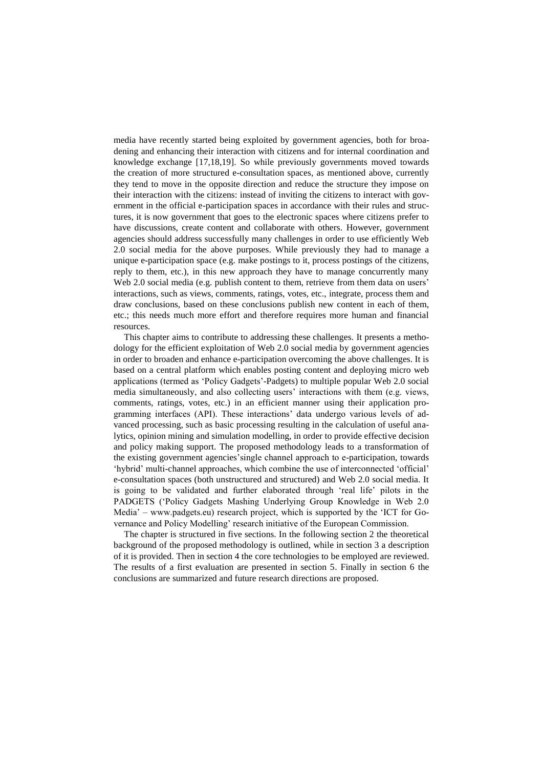media have recently started being exploited by government agencies, both for broadening and enhancing their interaction with citizens and for internal coordination and knowledge exchange [17,18,19]. So while previously governments moved towards the creation of more structured e-consultation spaces, as mentioned above, currently they tend to move in the opposite direction and reduce the structure they impose on their interaction with the citizens: instead of inviting the citizens to interact with government in the official e-participation spaces in accordance with their rules and structures, it is now government that goes to the electronic spaces where citizens prefer to have discussions, create content and collaborate with others. However, government agencies should address successfully many challenges in order to use efficiently Web 2.0 social media for the above purposes. While previously they had to manage a unique e-participation space (e.g. make postings to it, process postings of the citizens, reply to them, etc.), in this new approach they have to manage concurrently many Web 2.0 social media (e.g. publish content to them, retrieve from them data on users' interactions, such as views, comments, ratings, votes, etc., integrate, process them and draw conclusions, based on these conclusions publish new content in each of them, etc.; this needs much more effort and therefore requires more human and financial resources.

This chapter aims to contribute to addressing these challenges. It presents a methodology for the efficient exploitation of Web 2.0 social media by government agencies in order to broaden and enhance e-participation overcoming the above challenges. It is based on a central platform which enables posting content and deploying micro web applications (termed as 'Policy Gadgets'-Padgets) to multiple popular Web 2.0 social media simultaneously, and also collecting users' interactions with them (e.g. views, comments, ratings, votes, etc.) in an efficient manner using their application programming interfaces (API). These interactions' data undergo various levels of advanced processing, such as basic processing resulting in the calculation of useful analytics, opinion mining and simulation modelling, in order to provide effective decision and policy making support. The proposed methodology leads to a transformation of the existing government agencies'single channel approach to e-participation, towards 'hybrid' multi-channel approaches, which combine the use of interconnected 'official' e-consultation spaces (both unstructured and structured) and Web 2.0 social media. It is going to be validated and further elaborated through 'real life' pilots in the PADGETS ('Policy Gadgets Mashing Underlying Group Knowledge in Web 2.0 Media' – www.padgets.eu) research project, which is supported by the 'ICT for Governance and Policy Modelling' research initiative of the European Commission.

The chapter is structured in five sections. In the following section 2 the theoretical background of the proposed methodology is outlined, while in section 3 a description of it is provided. Then in section 4 the core technologies to be employed are reviewed. The results of a first evaluation are presented in section 5. Finally in section 6 the conclusions are summarized and future research directions are proposed.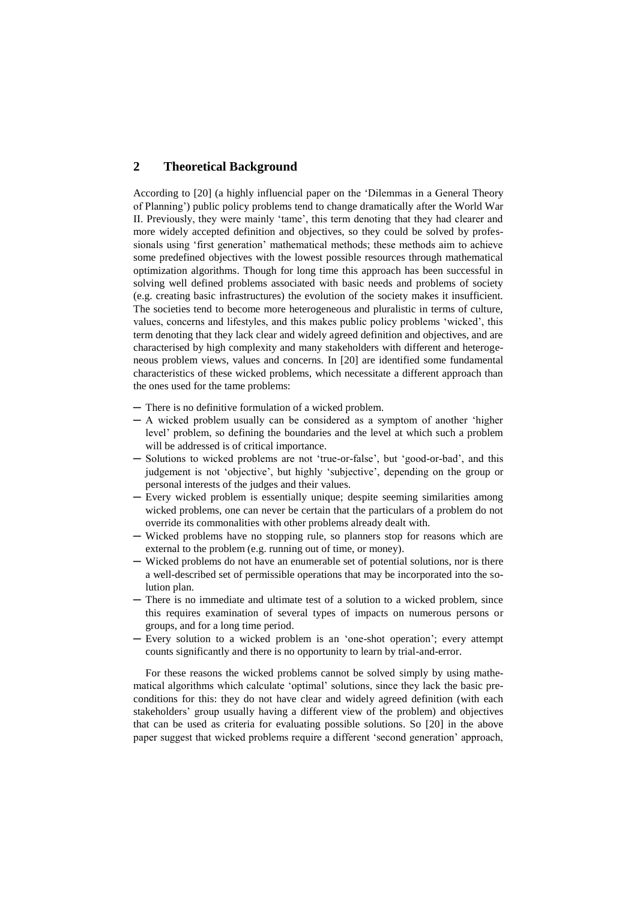## 2 Theoretical Background

According to [20] (a highly influencial paper on the 'Dilemmas in a General Theory of Planning') public policy problems tend to change dramatically after the World War II. Previously, they were mainly 'tame', this term denoting that they had clearer and more widely accepted definition and objectives, so they could be solved by professionals using 'first generation' mathematical methods; these methods aim to achieve some predefined objectives with the lowest possible resources through mathematical optimization algorithms. Though for long time this approach has been successful in solving well defined problems associated with basic needs and problems of society (e.g. creating basic infrastructures) the evolution of the society makes it insufficient. The societies tend to become more heterogeneous and pluralistic in terms of culture, values, concerns and lifestyles, and this makes public policy problems 'wicked', this term denoting that they lack clear and widely agreed definition and objectives, and are characterised by high complexity and many stakeholders with different and heterogeneous problem views, values and concerns. In [20] are identified some fundamental characteristics of these wicked problems, which necessitate a different approach than the ones used for the tame problems:

- There is no definitive formulation of a wicked problem.
- A wicked problem usually can be considered as a symptom of another 'higher level' problem, so defining the boundaries and the level at which such a problem will be addressed is of critical importance.
- Solutions to wicked problems are not 'true-or-false', but 'good-or-bad', and this judgement is not 'objective', but highly 'subjective', depending on the group or personal interests of the judges and their values.
- Every wicked problem is essentially unique; despite seeming similarities among wicked problems, one can never be certain that the particulars of a problem do not override its commonalities with other problems already dealt with.
- Wicked problems have no stopping rule, so planners stop for reasons which are external to the problem (e.g. running out of time, or money).
- Wicked problems do not have an enumerable set of potential solutions, nor is there a well-described set of permissible operations that may be incorporated into the solution plan.
- There is no immediate and ultimate test of a solution to a wicked problem, since this requires examination of several types of impacts on numerous persons or groups, and for a long time period.
- Every solution to a wicked problem is an 'one-shot operation'; every attempt counts significantly and there is no opportunity to learn by trial-and-error.

For these reasons the wicked problems cannot be solved simply by using mathematical algorithms which calculate 'optimal' solutions, since they lack the basic preconditions for this: they do not have clear and widely agreed definition (with each stakeholders' group usually having a different view of the problem) and objectives that can be used as criteria for evaluating possible solutions. So [20] in the above paper suggest that wicked problems require a different 'second generation' approach,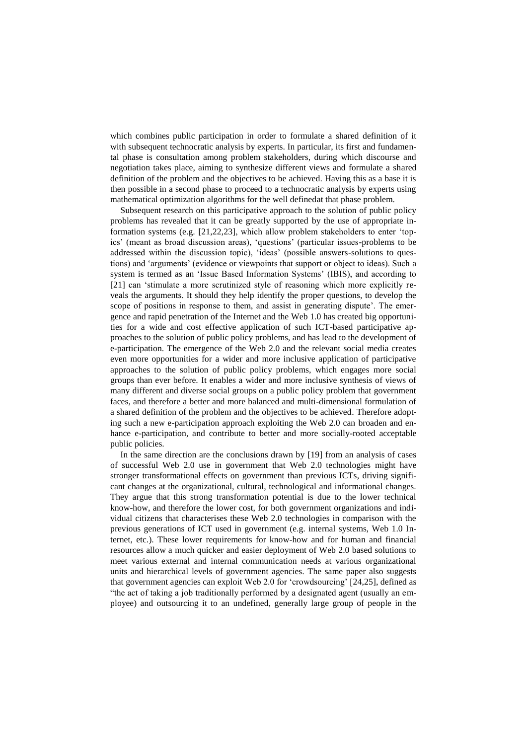which combines public participation in order to formulate a shared definition of it with subsequent technocratic analysis by experts. In particular, its first and fundamental phase is consultation among problem stakeholders, during which discourse and negotiation takes place, aiming to synthesize different views and formulate a shared definition of the problem and the objectives to be achieved. Having this as a base it is then possible in a second phase to proceed to a technocratic analysis by experts using mathematical optimization algorithms for the well definedat that phase problem.

Subsequent research on this participative approach to the solution of public policy problems has revealed that it can be greatly supported by the use of appropriate information systems (e.g. [21,22,23], which allow problem stakeholders to enter 'topics' (meant as broad discussion areas), 'questions' (particular issues-problems to be addressed within the discussion topic), 'ideas' (possible answers-solutions to questions) and 'arguments' (evidence or viewpoints that support or object to ideas). Such a system is termed as an 'Issue Based Information Systems' (IBIS), and according to [21] can 'stimulate a more scrutinized style of reasoning which more explicitly reveals the arguments. It should they help identify the proper questions, to develop the scope of positions in response to them, and assist in generating dispute'. The emergence and rapid penetration of the Internet and the Web 1.0 has created big opportunities for a wide and cost effective application of such ICT-based participative approaches to the solution of public policy problems, and has lead to the development of e-participation. The emergence of the Web 2.0 and the relevant social media creates even more opportunities for a wider and more inclusive application of participative approaches to the solution of public policy problems, which engages more social groups than ever before. It enables a wider and more inclusive synthesis of views of many different and diverse social groups on a public policy problem that government faces, and therefore a better and more balanced and multi-dimensional formulation of a shared definition of the problem and the objectives to be achieved. Therefore adopting such a new e-participation approach exploiting the Web 2.0 can broaden and enhance e-participation, and contribute to better and more socially-rooted acceptable public policies.

In the same direction are the conclusions drawn by [19] from an analysis of cases of successful Web 2.0 use in government that Web 2.0 technologies might have stronger transformational effects on government than previous ICTs, driving significant changes at the organizational, cultural, technological and informational changes. They argue that this strong transformation potential is due to the lower technical know-how, and therefore the lower cost, for both government organizations and individual citizens that characterises these Web 2.0 technologies in comparison with the previous generations of ICT used in government (e.g. internal systems, Web 1.0 Internet, etc.). These lower requirements for know-how and for human and financial resources allow a much quicker and easier deployment of Web 2.0 based solutions to meet various external and internal communication needs at various organizational units and hierarchical levels of government agencies. The same paper also suggests that government agencies can exploit Web 2.0 for 'crowdsourcing' [24,25], defined as "the act of taking a job traditionally performed by a designated agent (usually an employee) and outsourcing it to an undefined, generally large group of people in the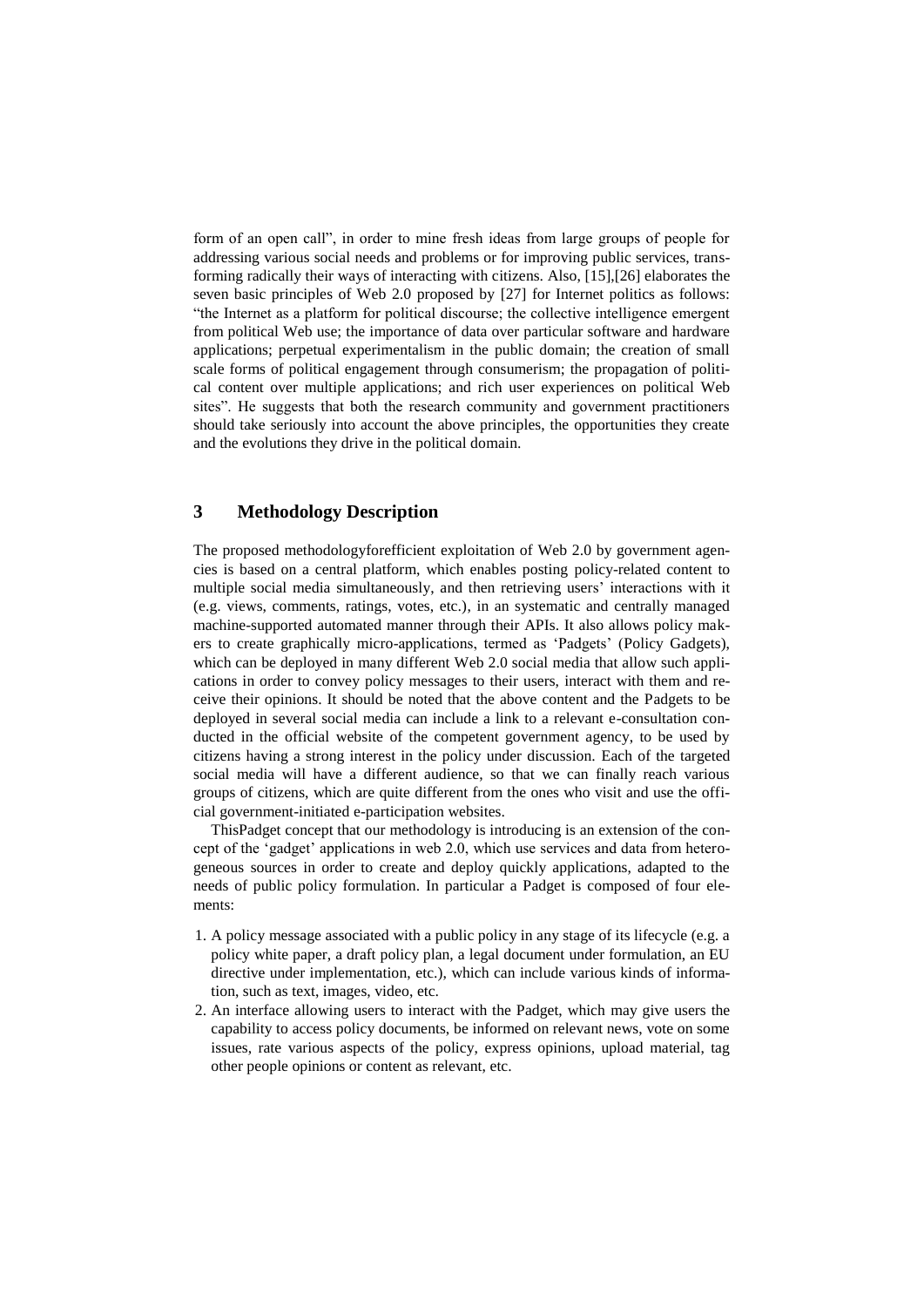form of an open call", in order to mine fresh ideas from large groups of people for addressing various social needs and problems or for improving public services, transforming radically their ways of interacting with citizens. Also, [15],[26] elaborates the seven basic principles of Web 2.0 proposed by [27] for Internet politics as follows: "the Internet as a platform for political discourse; the collective intelligence emergent from political Web use; the importance of data over particular software and hardware applications; perpetual experimentalism in the public domain; the creation of small scale forms of political engagement through consumerism; the propagation of political content over multiple applications; and rich user experiences on political Web sites". He suggests that both the research community and government practitioners should take seriously into account the above principles, the opportunities they create and the evolutions they drive in the political domain.

## 3 Methodology Description

The proposed methodologyforefficient exploitation of Web 2.0 by government agencies is based on a central platform, which enables posting policy-related content to multiple social media simultaneously, and then retrieving users' interactions with it (e.g. views, comments, ratings, votes, etc.), in an systematic and centrally managed machine-supported automated manner through their APIs. It also allows policy makers to create graphically micro-applications, termed as 'Padgets' (Policy Gadgets), which can be deployed in many different Web 2.0 social media that allow such applications in order to convey policy messages to their users, interact with them and receive their opinions. It should be noted that the above content and the Padgets to be deployed in several social media can include a link to a relevant e-consultation conducted in the official website of the competent government agency, to be used by citizens having a strong interest in the policy under discussion. Each of the targeted social media will have a different audience, so that we can finally reach various groups of citizens, which are quite different from the ones who visit and use the official government-initiated e-participation websites.

ThisPadget concept that our methodology is introducing is an extension of the concept of the 'gadget' applications in web 2.0, which use services and data from heterogeneous sources in order to create and deploy quickly applications, adapted to the needs of public policy formulation. In particular a Padget is composed of four elements:

1. A policy message associated with a public policy in any stage of its lifecycle (e.g. a policy white paper, a draft policy plan, a legal document under formulation, an EU directive under implementation, etc.), which can include various kinds of information, such as text, images, video, etc.
2. An interface allowing users to interact with the Padget, which may give users the capability to access policy documents, be informed on relevant news, vote on some issues, rate various aspects of the policy, express opinions, upload material, tag other people opinions or content as relevant, etc.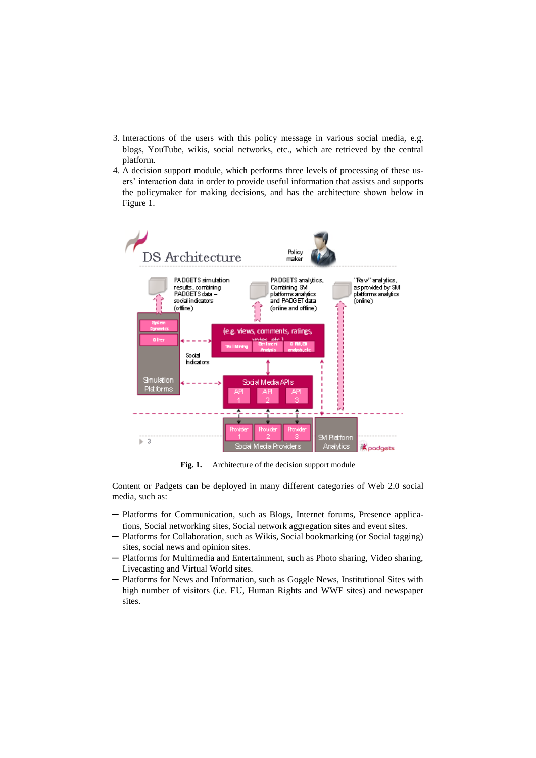3. Interactions of the users with this policy message in various social media, e.g. blogs, YouTube, wikis, social networks, etc., which are retrieved by the central platform.
4. A decision support module, which performs three levels of processing of these users' interaction data in order to provide useful information that assists and supports the policymaker for making decisions, and has the architecture shown below in Figure 1.

**Fig. 1.** Architecture of the decision support module

Content or Padgets can be deployed in many different categories of Web 2.0 social media, such as:

- Platforms for Communication, such as Blogs, Internet forums, Presence applications, Social networking sites, Social network aggregation sites and event sites.
- Platforms for Collaboration, such as Wikis, Social bookmarking (or Social tagging) sites, social news and opinion sites.
- Platforms for Multimedia and Entertainment, such as Photo sharing, Video sharing, Livecasting and Virtual World sites.
- Platforms for News and Information, such as Goggle News, Institutional Sites with high number of visitors (i.e. EU, Human Rights and WWF sites) and newspaper sites.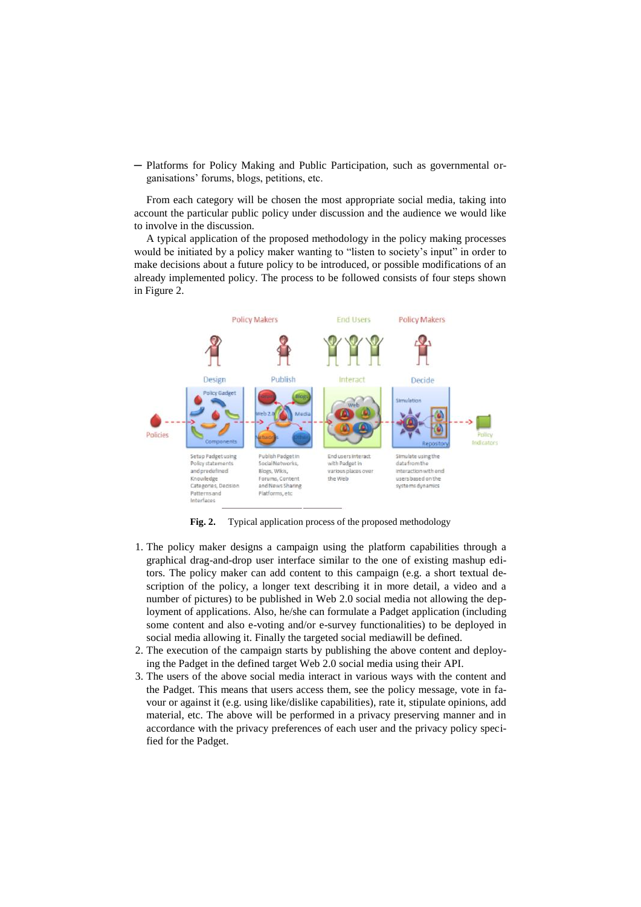– Platforms for Policy Making and Public Participation, such as governmental organisations' forums, blogs, petitions, etc.

From each category will be chosen the most appropriate social media, taking into account the particular public policy under discussion and the audience we would like to involve in the discussion.

A typical application of the proposed methodology in the policy making processes would be initiated by a policy maker wanting to "listen to society's input" in order to make decisions about a future policy to be introduced, or possible modifications of an already implemented policy. The process to be followed consists of four steps shown in Figure 2.

**Fig. 2.** Typical application process of the proposed methodology

1. The policy maker designs a campaign using the platform capabilities through a graphical drag-and-drop user interface similar to the one of existing mashup editors. The policy maker can add content to this campaign (e.g. a short textual description of the policy, a longer text describing it in more detail, a video and a number of pictures) to be published in Web 2.0 social media not allowing the deployment of applications. Also, he/she can formulate a Padget application (including some content and also e-voting and/or e-survey functionalities) to be deployed in social media allowing it. Finally the targeted social mediawill be defined.
2. The execution of the campaign starts by publishing the above content and deploying the Padget in the defined target Web 2.0 social media using their API.
3. The users of the above social media interact in various ways with the content and the Padget. This means that users access them, see the policy message, vote in favour or against it (e.g. using like/dislike capabilities), rate it, stipulate opinions, add material, etc. The above will be performed in a privacy preserving manner and in accordance with the privacy preferences of each user and the privacy policy specified for the Padget.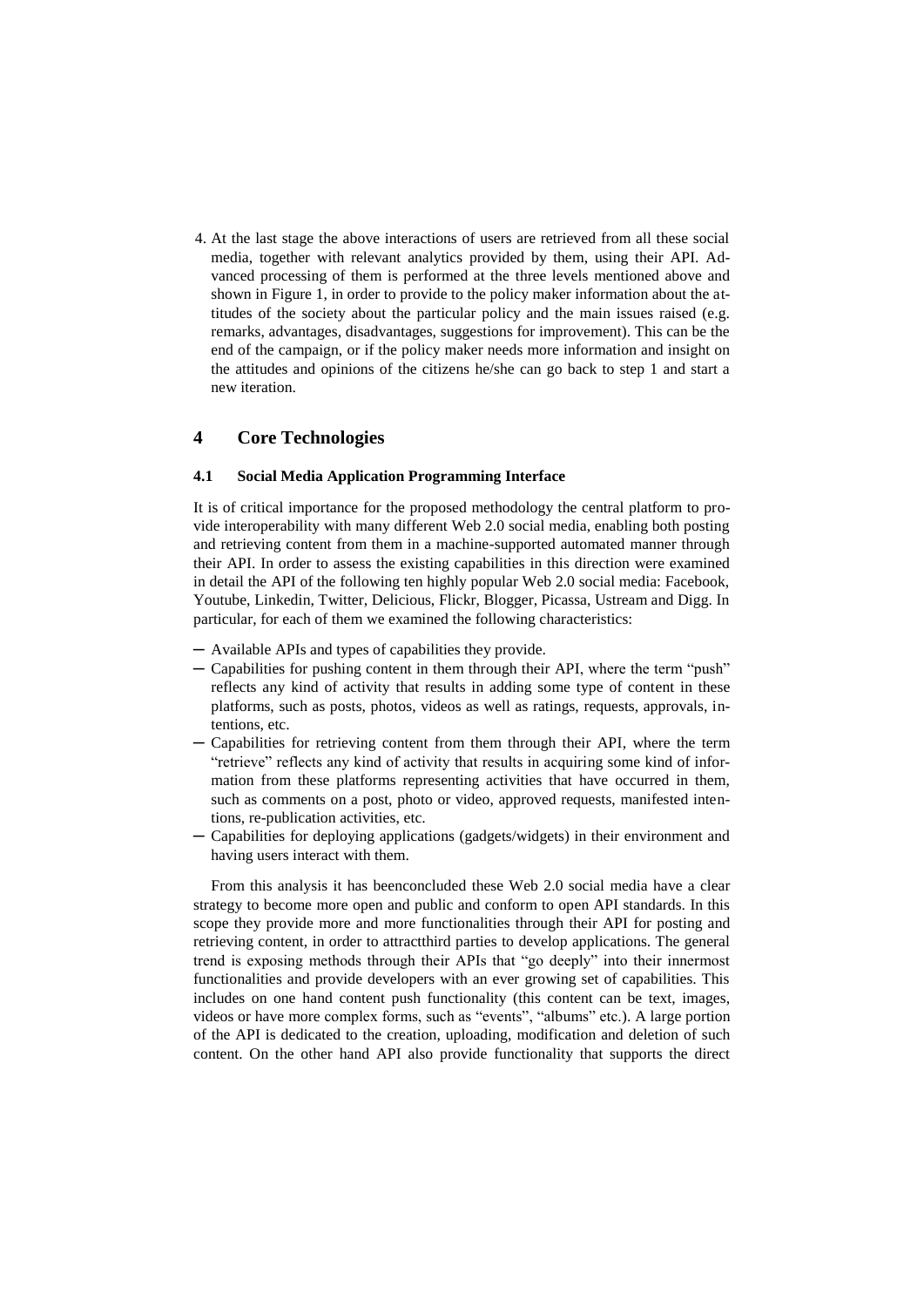4. At the last stage the above interactions of users are retrieved from all these social media, together with relevant analytics provided by them, using their API. Advanced processing of them is performed at the three levels mentioned above and shown in Figure 1, in order to provide to the policy maker information about the attitudes of the society about the particular policy and the main issues raised (e.g. remarks, advantages, disadvantages, suggestions for improvement). This can be the end of the campaign, or if the policy maker needs more information and insight on the attitudes and opinions of the citizens he/she can go back to step 1 and start a new iteration.

## 4 Core Technologies

### 4.1 Social Media Application Programming Interface

It is of critical importance for the proposed methodology the central platform to provide interoperability with many different Web 2.0 social media, enabling both posting and retrieving content from them in a machine-supported automated manner through their API. In order to assess the existing capabilities in this direction were examined in detail the API of the following ten highly popular Web 2.0 social media: Facebook, Youtube, Linkedin, Twitter, Delicious, Flickr, Blogger, Picassa, Ustream and Digg. In particular, for each of them we examined the following characteristics:

- Available APIs and types of capabilities they provide.
- Capabilities for pushing content in them through their API, where the term "push" reflects any kind of activity that results in adding some type of content in these platforms, such as posts, photos, videos as well as ratings, requests, approvals, intentions, etc.
- Capabilities for retrieving content from them through their API, where the term "retrieve" reflects any kind of activity that results in acquiring some kind of information from these platforms representing activities that have occurred in them, such as comments on a post, photo or video, approved requests, manifested intentions, re-publication activities, etc.
- Capabilities for deploying applications (gadgets/widgets) in their environment and having users interact with them.

From this analysis it has beenconcluded these Web 2.0 social media have a clear strategy to become more open and public and conform to open API standards. In this scope they provide more and more functionalities through their API for posting and retrieving content, in order to attractthird parties to develop applications. The general trend is exposing methods through their APIs that "go deeply" into their innermost functionalities and provide developers with an ever growing set of capabilities. This includes on one hand content push functionality (this content can be text, images, videos or have more complex forms, such as "events", "albums" etc.). A large portion of the API is dedicated to the creation, uploading, modification and deletion of such content. On the other hand API also provide functionality that supports the direct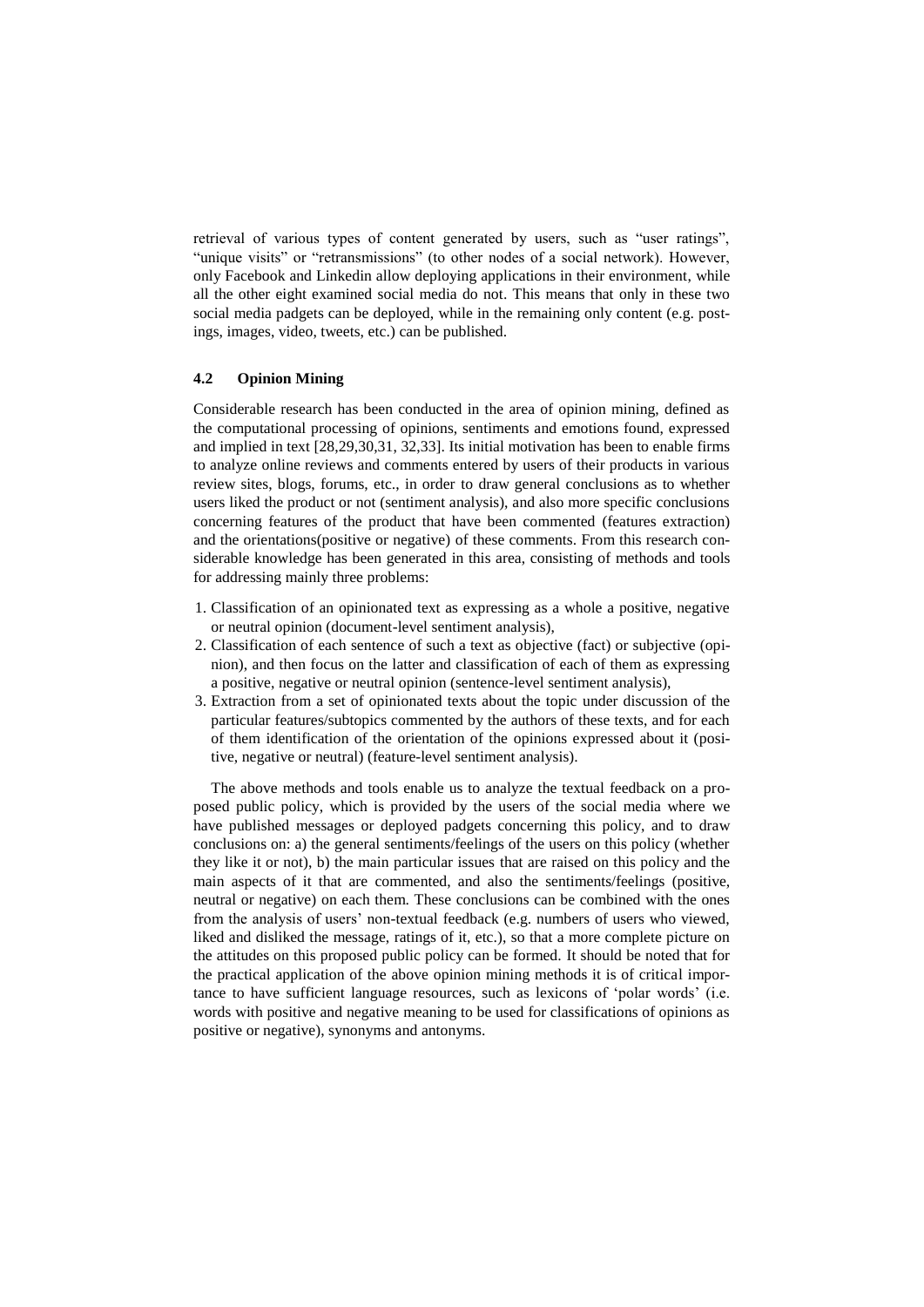retrieval of various types of content generated by users, such as "user ratings", "unique visits" or "retransmissions" (to other nodes of a social network). However, only Facebook and Linkedin allow deploying applications in their environment, while all the other eight examined social media do not. This means that only in these two social media padgets can be deployed, while in the remaining only content (e.g. postings, images, video, tweets, etc.) can be published.

### 4.2 Opinion Mining

Considerable research has been conducted in the area of opinion mining, defined as the computational processing of opinions, sentiments and emotions found, expressed and implied in text [28,29,30,31, 32,33]. Its initial motivation has been to enable firms to analyze online reviews and comments entered by users of their products in various review sites, blogs, forums, etc., in order to draw general conclusions as to whether users liked the product or not (sentiment analysis), and also more specific conclusions concerning features of the product that have been commented (features extraction) and the orientations(positive or negative) of these comments. From this research considerable knowledge has been generated in this area, consisting of methods and tools for addressing mainly three problems:

1. Classification of an opinionated text as expressing as a whole a positive, negative or neutral opinion (document-level sentiment analysis),
2. Classification of each sentence of such a text as objective (fact) or subjective (opinion), and then focus on the latter and classification of each of them as expressing a positive, negative or neutral opinion (sentence-level sentiment analysis),
3. Extraction from a set of opinionated texts about the topic under discussion of the particular features/subtopics commented by the authors of these texts, and for each of them identification of the orientation of the opinions expressed about it (positive, negative or neutral) (feature-level sentiment analysis).

The above methods and tools enable us to analyze the textual feedback on a proposed public policy, which is provided by the users of the social media where we have published messages or deployed padgets concerning this policy, and to draw conclusions on: a) the general sentiments/feelings of the users on this policy (whether they like it or not), b) the main particular issues that are raised on this policy and the main aspects of it that are commented, and also the sentiments/feelings (positive, neutral or negative) on each them. These conclusions can be combined with the ones from the analysis of users' non-textual feedback (e.g. numbers of users who viewed, liked and disliked the message, ratings of it, etc.), so that a more complete picture on the attitudes on this proposed public policy can be formed. It should be noted that for the practical application of the above opinion mining methods it is of critical importance to have sufficient language resources, such as lexicons of 'polar words' (i.e. words with positive and negative meaning to be used for classifications of opinions as positive or negative), synonyms and antonyms.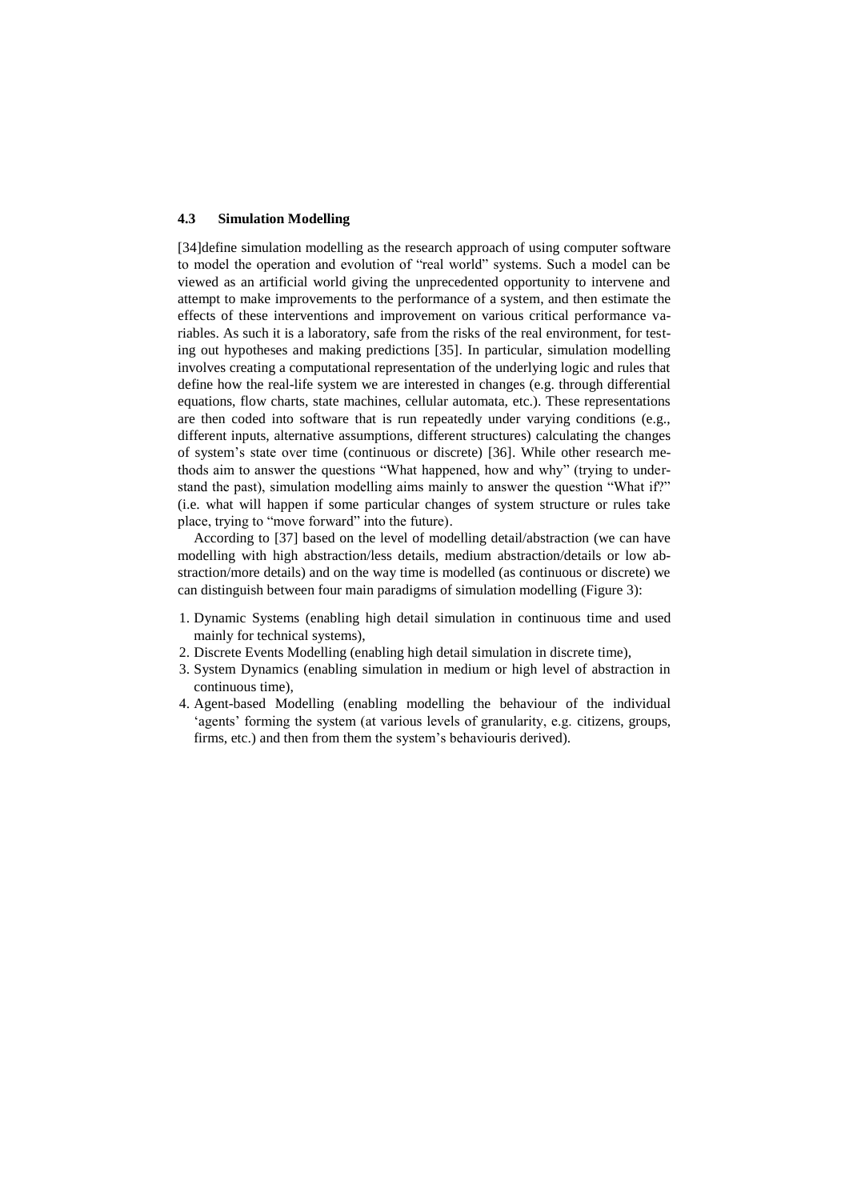### 4.3 Simulation Modelling

[34]define simulation modelling as the research approach of using computer software to model the operation and evolution of "real world" systems. Such a model can be viewed as an artificial world giving the unprecedented opportunity to intervene and attempt to make improvements to the performance of a system, and then estimate the effects of these interventions and improvement on various critical performance variables. As such it is a laboratory, safe from the risks of the real environment, for testing out hypotheses and making predictions [35]. In particular, simulation modelling involves creating a computational representation of the underlying logic and rules that define how the real-life system we are interested in changes (e.g. through differential equations, flow charts, state machines, cellular automata, etc.). These representations are then coded into software that is run repeatedly under varying conditions (e.g., different inputs, alternative assumptions, different structures) calculating the changes of system's state over time (continuous or discrete) [36]. While other research methods aim to answer the questions "What happened, how and why" (trying to understand the past), simulation modelling aims mainly to answer the question "What if?" (i.e. what will happen if some particular changes of system structure or rules take place, trying to "move forward" into the future).

According to [37] based on the level of modelling detail/abstraction (we can have modelling with high abstraction/less details, medium abstraction/details or low abstraction/more details) and on the way time is modelled (as continuous or discrete) we can distinguish between four main paradigms of simulation modelling (Figure 3):

1. Dynamic Systems (enabling high detail simulation in continuous time and used mainly for technical systems),
2. Discrete Events Modelling (enabling high detail simulation in discrete time),
3. System Dynamics (enabling simulation in medium or high level of abstraction in continuous time),
4. Agent-based Modelling (enabling modelling the behaviour of the individual 'agents' forming the system (at various levels of granularity, e.g. citizens, groups, firms, etc.) and then from them the system's behaviouris derived).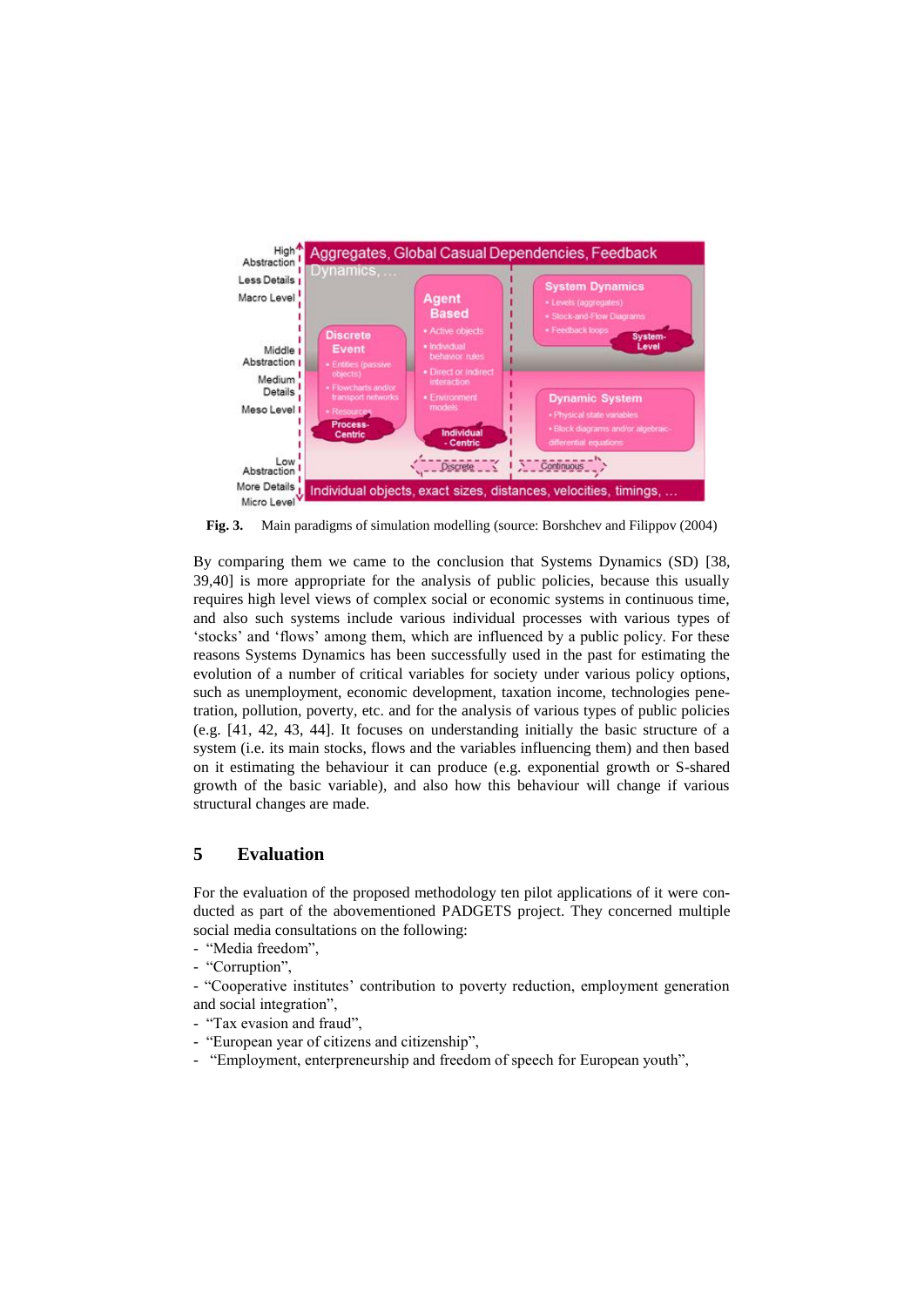**Fig. 3.** Main paradigms of simulation modelling (source: Borshchev and Filippov (2004)

By comparing them we came to the conclusion that Systems Dynamics (SD) [38, 39,40] is more appropriate for the analysis of public policies, because this usually requires high level views of complex social or economic systems in continuous time, and also such systems include various individual processes with various types of 'stocks' and 'flows' among them, which are influenced by a public policy. For these reasons Systems Dynamics has been successfully used in the past for estimating the evolution of a number of critical variables for society under various policy options, such as unemployment, economic development, taxation income, technologies penetration, pollution, poverty, etc. and for the analysis of various types of public policies (e.g. [41, 42, 43, 44]. It focuses on understanding initially the basic structure of a system (i.e. its main stocks, flows and the variables influencing them) and then based on it estimating the behaviour it can produce (e.g. exponential growth or S-shared growth of the basic variable), and also how this behaviour will change if various structural changes are made.

## 5 Evaluation

For the evaluation of the proposed methodology ten pilot applications of it were conducted as part of the abovementioned PADGETS project. They concerned multiple social media consultations on the following:

- "Media freedom",
- "Corruption",
- "Cooperative institutes' contribution to poverty reduction, employment generation and social integration",
- "Tax evasion and fraud",
- "European year of citizens and citizenship",
- "Employment, enterpreneurship and freedom of speech for European youth",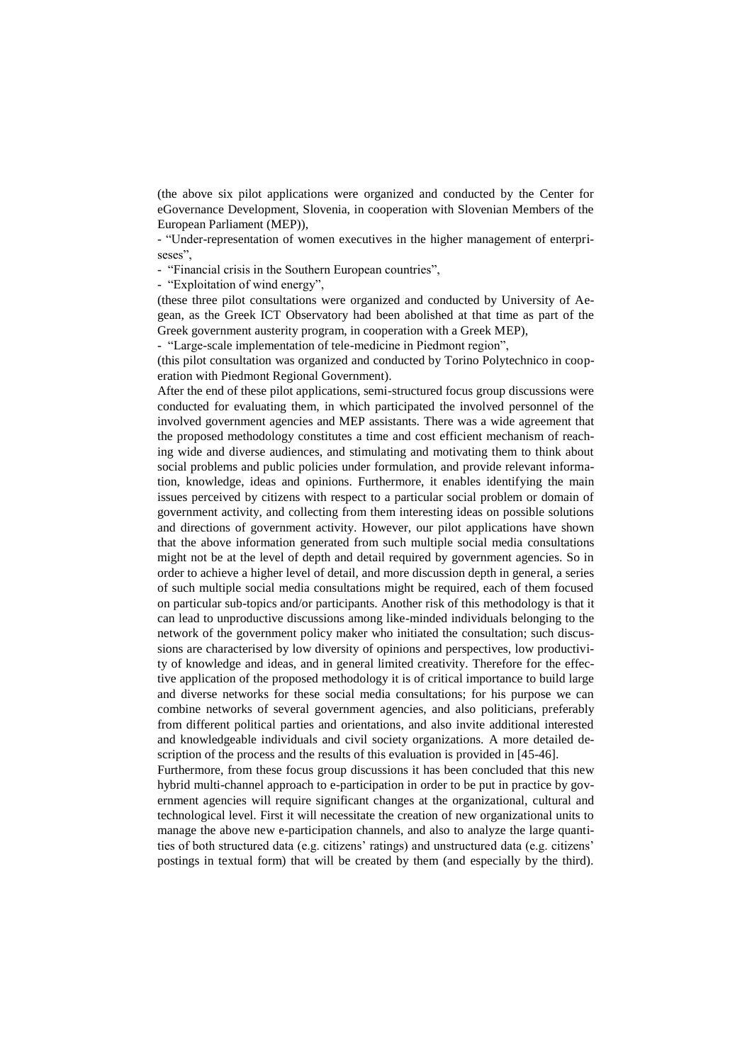(the above six pilot applications were organized and conducted by the Center for eGovernance Development, Slovenia, in cooperation with Slovenian Members of the European Parliament (MEP)),

- "Under-representation of women executives in the higher management of enterpriseses",
- "Financial crisis in the Southern European countries",
- "Exploitation of wind energy",

(these three pilot consultations were organized and conducted by University of Aegean, as the Greek ICT Observatory had been abolished at that time as part of the Greek government austerity program, in cooperation with a Greek MEP),

- "Large-scale implementation of tele-medicine in Piedmont region",

(this pilot consultation was organized and conducted by Torino Polytechnico in cooperation with Piedmont Regional Government).

After the end of these pilot applications, semi-structured focus group discussions were conducted for evaluating them, in which participated the involved personnel of the involved government agencies and MEP assistants. There was a wide agreement that the proposed methodology constitutes a time and cost efficient mechanism of reaching wide and diverse audiences, and stimulating and motivating them to think about social problems and public policies under formulation, and provide relevant information, knowledge, ideas and opinions. Furthermore, it enables identifying the main issues perceived by citizens with respect to a particular social problem or domain of government activity, and collecting from them interesting ideas on possible solutions and directions of government activity. However, our pilot applications have shown that the above information generated from such multiple social media consultations might not be at the level of depth and detail required by government agencies. So in order to achieve a higher level of detail, and more discussion depth in general, a series of such multiple social media consultations might be required, each of them focused on particular sub-topics and/or participants. Another risk of this methodology is that it can lead to unproductive discussions among like-minded individuals belonging to the network of the government policy maker who initiated the consultation; such discussions are characterised by low diversity of opinions and perspectives, low productivity of knowledge and ideas, and in general limited creativity. Therefore for the effective application of the proposed methodology it is of critical importance to build large and diverse networks for these social media consultations; for his purpose we can combine networks of several government agencies, and also politicians, preferably from different political parties and orientations, and also invite additional interested and knowledgeable individuals and civil society organizations. A more detailed description of the process and the results of this evaluation is provided in [45-46].

Furthermore, from these focus group discussions it has been concluded that this new hybrid multi-channel approach to e-participation in order to be put in practice by government agencies will require significant changes at the organizational, cultural and technological level. First it will necessitate the creation of new organizational units to manage the above new e-participation channels, and also to analyze the large quantities of both structured data (e.g. citizens' ratings) and unstructured data (e.g. citizens' postings in textual form) that will be created by them (and especially by the third).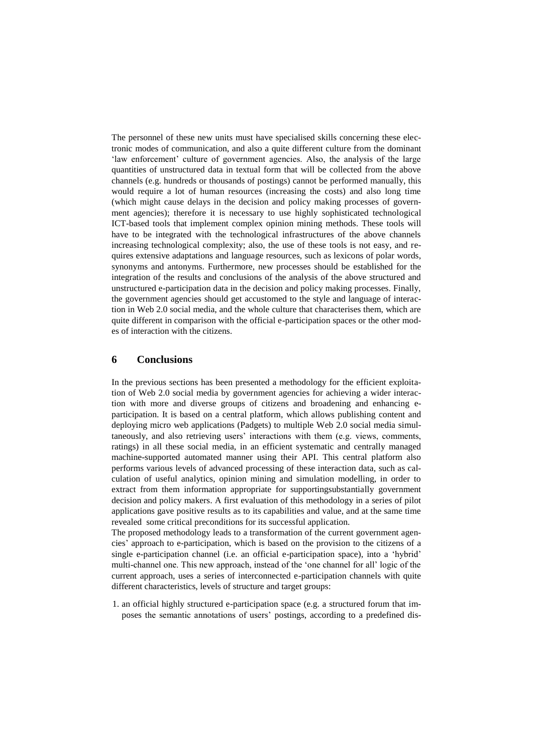The personnel of these new units must have specialised skills concerning these electronic modes of communication, and also a quite different culture from the dominant 'law enforcement' culture of government agencies. Also, the analysis of the large quantities of unstructured data in textual form that will be collected from the above channels (e.g. hundreds or thousands of postings) cannot be performed manually, this would require a lot of human resources (increasing the costs) and also long time (which might cause delays in the decision and policy making processes of government agencies); therefore it is necessary to use highly sophisticated technological ICT-based tools that implement complex opinion mining methods. These tools will have to be integrated with the technological infrastructures of the above channels increasing technological complexity; also, the use of these tools is not easy, and requires extensive adaptations and language resources, such as lexicons of polar words, synonyms and antonyms. Furthermore, new processes should be established for the integration of the results and conclusions of the analysis of the above structured and unstructured e-participation data in the decision and policy making processes. Finally, the government agencies should get accustomed to the style and language of interaction in Web 2.0 social media, and the whole culture that characterises them, which are quite different in comparison with the official e-participation spaces or the other modes of interaction with the citizens.

## 6 Conclusions

In the previous sections has been presented a methodology for the efficient exploitation of Web 2.0 social media by government agencies for achieving a wider interaction with more and diverse groups of citizens and broadening and enhancing e-participation. It is based on a central platform, which allows publishing content and deploying micro web applications (Padgets) to multiple Web 2.0 social media simultaneously, and also retrieving users' interactions with them (e.g. views, comments, ratings) in all these social media, in an efficient systematic and centrally managed machine-supported automated manner using their API. This central platform also performs various levels of advanced processing of these interaction data, such as calculation of useful analytics, opinion mining and simulation modelling, in order to extract from them information appropriate for supportingsubstantially government decision and policy makers. A first evaluation of this methodology in a series of pilot applications gave positive results as to its capabilities and value, and at the same time revealed some critical preconditions for its successful application.

The proposed methodology leads to a transformation of the current government agencies' approach to e-participation, which is based on the provision to the citizens of a single e-participation channel (i.e. an official e-participation space), into a 'hybrid' multi-channel one. This new approach, instead of the 'one channel for all' logic of the current approach, uses a series of interconnected e-participation channels with quite different characteristics, levels of structure and target groups:

1. an official highly structured e-participation space (e.g. a structured forum that imposes the semantic annotations of users' postings, according to a predefined dis-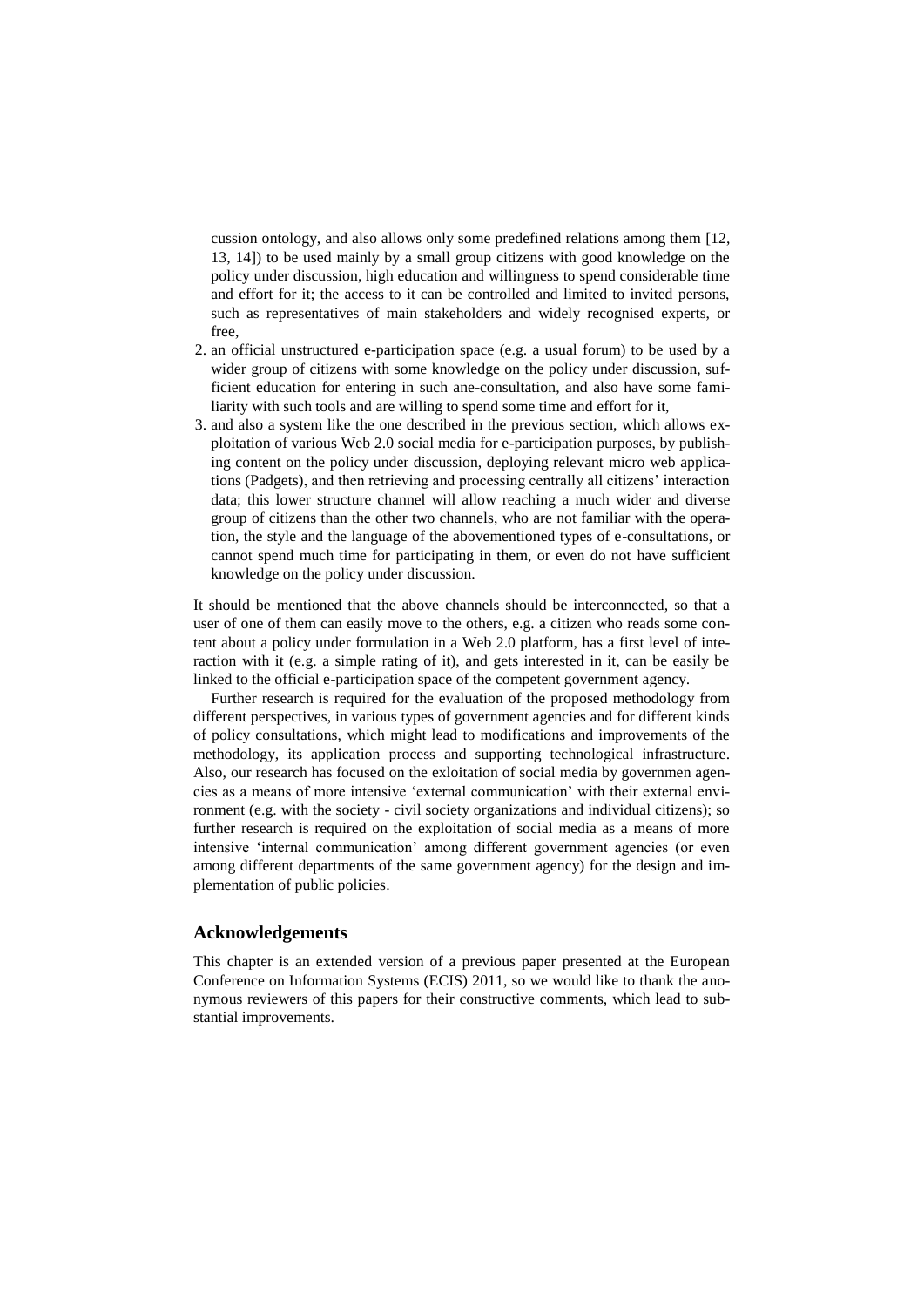cussion ontology, and also allows only some predefined relations among them [12, 13, 14]) to be used mainly by a small group citizens with good knowledge on the policy under discussion, high education and willingness to spend considerable time and effort for it; the access to it can be controlled and limited to invited persons, such as representatives of main stakeholders and widely recognised experts, or free,

2. an official unstructured e-participation space (e.g. a usual forum) to be used by a wider group of citizens with some knowledge on the policy under discussion, sufficient education for entering in such ane-consultation, and also have some familiarity with such tools and are willing to spend some time and effort for it,
3. and also a system like the one described in the previous section, which allows exploitation of various Web 2.0 social media for e-participation purposes, by publishing content on the policy under discussion, deploying relevant micro web applications (Padgets), and then retrieving and processing centrally all citizens' interaction data; this lower structure channel will allow reaching a much wider and diverse group of citizens than the other two channels, who are not familiar with the operation, the style and the language of the abovementioned types of e-consultations, or cannot spend much time for participating in them, or even do not have sufficient knowledge on the policy under discussion.

It should be mentioned that the above channels should be interconnected, so that a user of one of them can easily move to the others, e.g. a citizen who reads some content about a policy under formulation in a Web 2.0 platform, has a first level of interaction with it (e.g. a simple rating of it), and gets interested in it, can be easily be linked to the official e-participation space of the competent government agency.

Further research is required for the evaluation of the proposed methodology from different perspectives, in various types of government agencies and for different kinds of policy consultations, which might lead to modifications and improvements of the methodology, its application process and supporting technological infrastructure. Also, our research has focused on the exloitation of social media by governmen agencies as a means of more intensive 'external communication' with their external environment (e.g. with the society - civil society organizations and individual citizens); so further research is required on the exploitation of social media as a means of more intensive 'internal communication' among different government agencies (or even among different departments of the same government agency) for the design and implementation of public policies.

## Acknowledgements

This chapter is an extended version of a previous paper presented at the European Conference on Information Systems (ECIS) 2011, so we would like to thank the anonymous reviewers of this papers for their constructive comments, which lead to substantial improvements.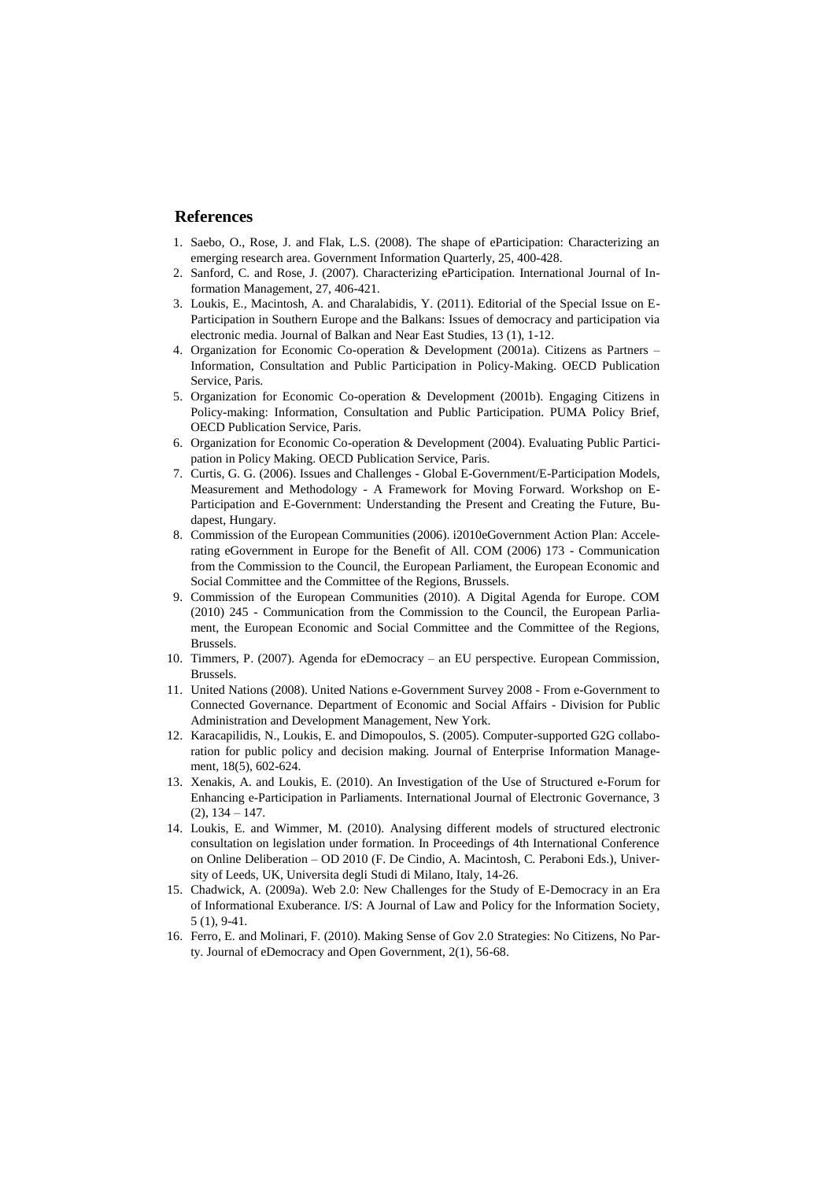## References

1. Saebo, O., Rose, J. and Flak, L.S. (2008). The shape of eParticipation: Characterizing an emerging research area. Government Information Quarterly, 25, 400-428.
2. Sanford, C. and Rose, J. (2007). Characterizing eParticipation. International Journal of Information Management, 27, 406-421.
3. Loukis, E., Macintosh, A. and Charalabidis, Y. (2011). Editorial of the Special Issue on E-Participation in Southern Europe and the Balkans: Issues of democracy and participation via electronic media. Journal of Balkan and Near East Studies, 13 (1), 1-12.
4. Organization for Economic Co-operation & Development (2001a). Citizens as Partners – Information, Consultation and Public Participation in Policy-Making. OECD Publication Service, Paris.
5. Organization for Economic Co-operation & Development (2001b). Engaging Citizens in Policy-making: Information, Consultation and Public Participation. PUMA Policy Brief, OECD Publication Service, Paris.
6. Organization for Economic Co-operation & Development (2004). Evaluating Public Participation in Policy Making. OECD Publication Service, Paris.
7. Curtis, G. G. (2006). Issues and Challenges - Global E-Government/E-Participation Models, Measurement and Methodology - A Framework for Moving Forward. Workshop on E-Participation and E-Government: Understanding the Present and Creating the Future, Budapest, Hungary.
8. Commission of the European Communities (2006). i2010eGovernment Action Plan: Accelerating eGovernment in Europe for the Benefit of All. COM (2006) 173 - Communication from the Commission to the Council, the European Parliament, the European Economic and Social Committee and the Committee of the Regions, Brussels.
9. Commission of the European Communities (2010). A Digital Agenda for Europe. COM (2010) 245 - Communication from the Commission to the Council, the European Parliament, the European Economic and Social Committee and the Committee of the Regions, Brussels.
10. Timmers, P. (2007). Agenda for eDemocracy – an EU perspective. European Commission, Brussels.
11. United Nations (2008). United Nations e-Government Survey 2008 - From e-Government to Connected Governance. Department of Economic and Social Affairs - Division for Public Administration and Development Management, New York.
12. Karacapilidis, N., Loukis, E. and Dimopoulos, S. (2005). Computer-supported G2G collaboration for public policy and decision making. Journal of Enterprise Information Management, 18(5), 602-624.
13. Xenakis, A. and Loukis, E. (2010). An Investigation of the Use of Structured e-Forum for Enhancing e-Participation in Parliaments. International Journal of Electronic Governance, 3 (2), 134 – 147.
14. Loukis, E. and Wimmer, M. (2010). Analysing different models of structured electronic consultation on legislation under formation. In Proceedings of 4th International Conference on Online Deliberation – OD 2010 (F. De Cindio, A. Macintosh, C. Peraboni Eds.), University of Leeds, UK, Universita degli Studi di Milano, Italy, 14-26.
15. Chadwick, A. (2009a). Web 2.0: New Challenges for the Study of E-Democracy in an Era of Informational Exuberance. I/S: A Journal of Law and Policy for the Information Society, 5 (1), 9-41.
16. Ferro, E. and Molinari, F. (2010). Making Sense of Gov 2.0 Strategies: No Citizens, No Party. Journal of eDemocracy and Open Government, 2(1), 56-68.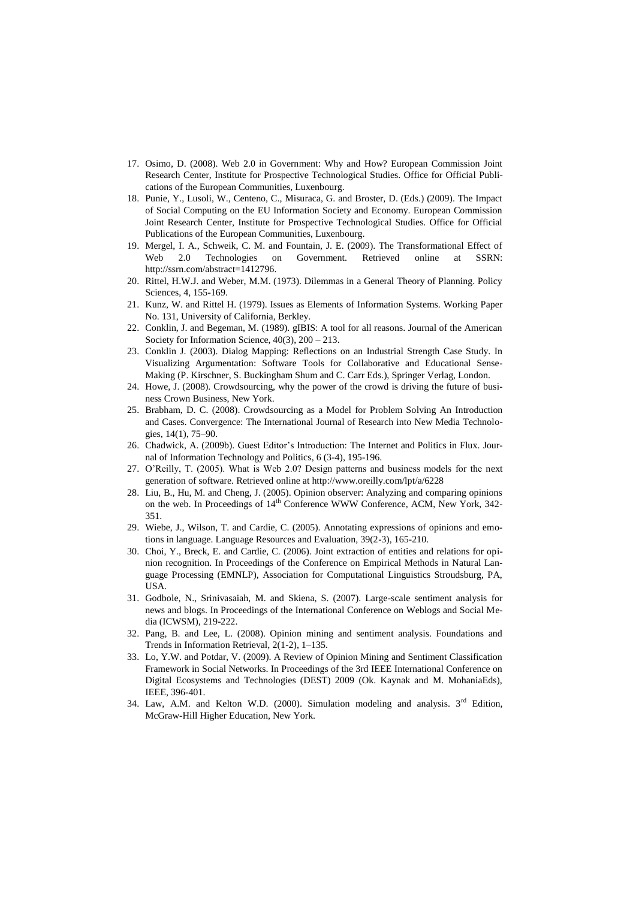17. Osimo, D. (2008). Web 2.0 in Government: Why and How? European Commission Joint Research Center, Institute for Prospective Technological Studies. Office for Official Publications of the European Communities, Luxenbourg.
18. Punie, Y., Lusoli, W., Centeno, C., Misuraca, G. and Broster, D. (Eds.) (2009). The Impact of Social Computing on the EU Information Society and Economy. European Commission Joint Research Center, Institute for Prospective Technological Studies. Office for Official Publications of the European Communities, Luxenbourg.
19. Mergel, I. A., Schweik, C. M. and Fountain, J. E. (2009). The Transformational Effect of Web 2.0 Technologies on Government. Retrieved online at SSRN: http://ssrn.com/abstract=1412796.
20. Rittel, H.W.J. and Weber, M.M. (1973). Dilemmas in a General Theory of Planning. Policy Sciences, 4, 155-169.
21. Kunz, W. and Rittel H. (1979). Issues as Elements of Information Systems. Working Paper No. 131, University of California, Berkley.
22. Conklin, J. and Begeman, M. (1989). gIBIS: A tool for all reasons. Journal of the American Society for Information Science, 40(3), 200 – 213.
23. Conklin J. (2003). Dialog Mapping: Reflections on an Industrial Strength Case Study. In Visualizing Argumentation: Software Tools for Collaborative and Educational Sense-Making (P. Kirschner, S. Buckingham Shum and C. Carr Eds.), Springer Verlag, London.
24. Howe, J. (2008). Crowdsourcing, why the power of the crowd is driving the future of business Crown Business, New York.
25. Brabham, D. C. (2008). Crowdsourcing as a Model for Problem Solving An Introduction and Cases. Convergence: The International Journal of Research into New Media Technologies, 14(1), 75–90.
26. Chadwick, A. (2009b). Guest Editor's Introduction: The Internet and Politics in Flux. Journal of Information Technology and Politics, 6 (3-4), 195-196.
27. O'Reilly, T. (2005). What is Web 2.0? Design patterns and business models for the next generation of software. Retrieved online at http://www.oreilly.com/lpt/a/6228
28. Liu, B., Hu, M. and Cheng, J. (2005). Opinion observer: Analyzing and comparing opinions on the web. In Proceedings of 14th Conference WWW Conference, ACM, New York, 342-351.
29. Wiebe, J., Wilson, T. and Cardie, C. (2005). Annotating expressions of opinions and emotions in language. Language Resources and Evaluation, 39(2-3), 165-210.
30. Choi, Y., Breck, E. and Cardie, C. (2006). Joint extraction of entities and relations for opinion recognition. In Proceedings of the Conference on Empirical Methods in Natural Language Processing (EMNLP), Association for Computational Linguistics Stroudsburg, PA, USA.
31. Godbole, N., Srinivasaiah, M. and Skiena, S. (2007). Large-scale sentiment analysis for news and blogs. In Proceedings of the International Conference on Weblogs and Social Media (ICWSM), 219-222.
32. Pang, B. and Lee, L. (2008). Opinion mining and sentiment analysis. Foundations and Trends in Information Retrieval, 2(1-2), 1–135.
33. Lo, Y.W. and Potdar, V. (2009). A Review of Opinion Mining and Sentiment Classification Framework in Social Networks. In Proceedings of the 3rd IEEE International Conference on Digital Ecosystems and Technologies (DEST) 2009 (Ok. Kaynak and M. MohaniaEds), IEEE, 396-401.
34. Law, A.M. and Kelton W.D. (2000). Simulation modeling and analysis. 3rd Edition, McGraw-Hill Higher Education, New York.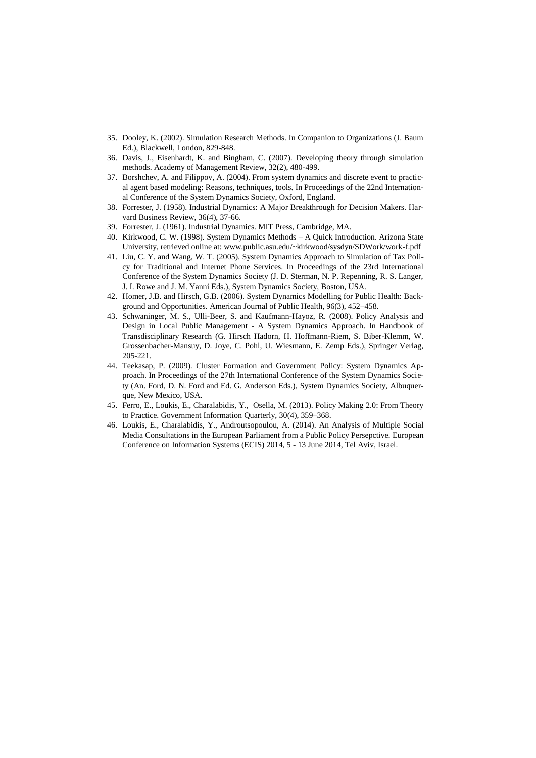35. Dooley, K. (2002). Simulation Research Methods. In Companion to Organizations (J. Baum Ed.), Blackwell, London, 829-848.
36. Davis, J., Eisenhardt, K. and Bingham, C. (2007). Developing theory through simulation methods. Academy of Management Review, 32(2), 480-499.
37. Borshchev, A. and Filippov, A. (2004). From system dynamics and discrete event to practical agent based modeling: Reasons, techniques, tools. In Proceedings of the 22nd International Conference of the System Dynamics Society, Oxford, England.
38. Forrester, J. (1958). Industrial Dynamics: A Major Breakthrough for Decision Makers. Harvard Business Review, 36(4), 37-66.
39. Forrester, J. (1961). Industrial Dynamics. MIT Press, Cambridge, MA.
40. Kirkwood, C. W. (1998). System Dynamics Methods – A Quick Introduction. Arizona State University, retrieved online at: www.public.asu.edu/~kirkwood/sysdyn/SDWork/work-f.pdf
41. Liu, C. Y. and Wang, W. T. (2005). System Dynamics Approach to Simulation of Tax Policy for Traditional and Internet Phone Services. In Proceedings of the 23rd International Conference of the System Dynamics Society (J. D. Sterman, N. P. Repenning, R. S. Langer, J. I. Rowe and J. M. Yanni Eds.), System Dynamics Society, Boston, USA.
42. Homer, J.B. and Hirsch, G.B. (2006). System Dynamics Modelling for Public Health: Background and Opportunities. American Journal of Public Health, 96(3), 452–458.
43. Schwaninger, M. S., Ulli-Beer, S. and Kaufmann-Hayoz, R. (2008). Policy Analysis and Design in Local Public Management - A System Dynamics Approach. In Handbook of Transdisciplinary Research (G. Hirsch Hadorn, H. Hoffmann-Riem, S. Biber-Klemm, W. Grossenbacher-Mansuy, D. Joye, C. Pohl, U. Wiesmann, E. Zemp Eds.), Springer Verlag, 205-221.
44. Teekasap, P. (2009). Cluster Formation and Government Policy: System Dynamics Approach. In Proceedings of the 27th International Conference of the System Dynamics Society (An. Ford, D. N. Ford and Ed. G. Anderson Eds.), System Dynamics Society, Albuquerque, New Mexico, USA.
45. Ferro, E., Loukis, E., Charalabidis, Y., Osella, M. (2013). Policy Making 2.0: From Theory to Practice. Government Information Quarterly, 30(4), 359–368.
46. Loukis, E., Charalabidis, Y., Androutsopoulou, A. (2014). An Analysis of Multiple Social Media Consultations in the European Parliament from a Public Policy Persepctive. European Conference on Information Systems (ECIS) 2014, 5 - 13 June 2014, Tel Aviv, Israel.